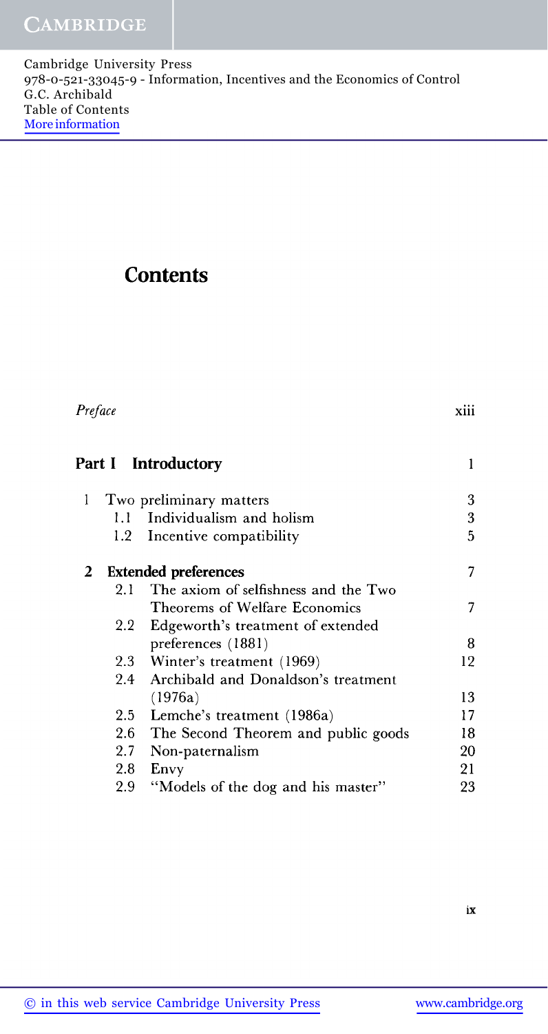Cambridge University Press
978-0-521-33045-9 - Information, Incentives and the Economics of Control
G.C. Archibald
Table of Contents
More information

# Contents

| | |
|---|---|
| *Preface* | xiii |
| **Part I Introductory** | 1 |
| 1 Two preliminary matters | 3 |
| 1.1 Individualism and holism | 3 |
| 1.2 Incentive compatibility | 5 |
| **2 Extended preferences** | 7 |
| 2.1 The axiom of selfishness and the Two Theorems of Welfare Economics | 7 |
| 2.2 Edgeworth's treatment of extended preferences (1881) | 8 |
| 2.3 Winter's treatment (1969) | 12 |
| 2.4 Archibald and Donaldson's treatment (1976a) | 13 |
| 2.5 Lemche's treatment (1986a) | 17 |
| 2.6 The Second Theorem and public goods | 18 |
| 2.7 Non-paternalism | 20 |
| 2.8 Envy | 21 |
| 2.9 "Models of the dog and his master" | 23 |

© in this web service Cambridge University Press www.cambridge.org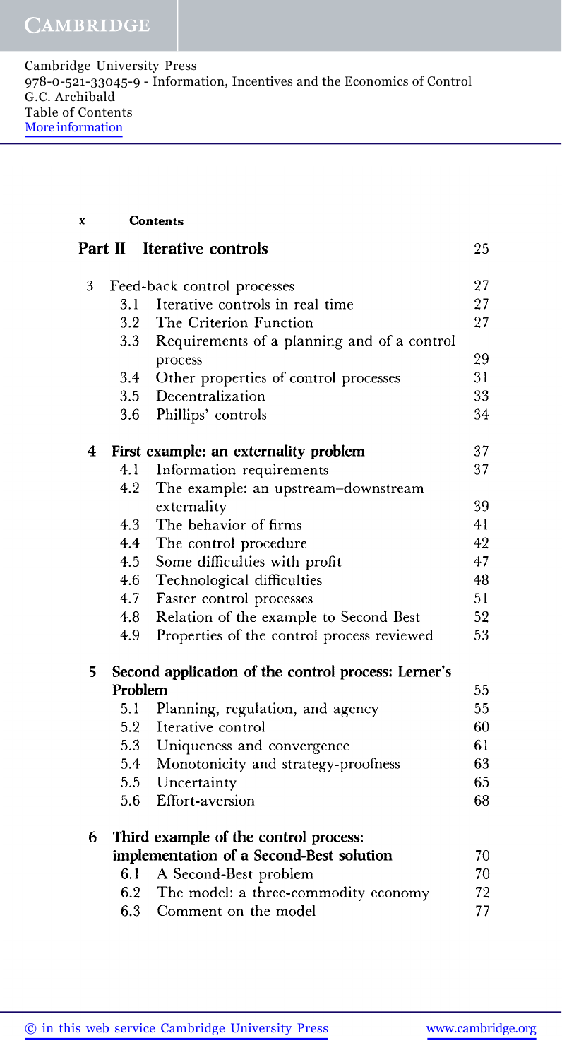# Contents

## Part II Iterative controls 25

| | | | |
|---|---|---|---|
| 3 | Feed-back control processes | | 27 |
| | 3.1 | Iterative controls in real time | 27 |
| | 3.2 | The Criterion Function | 27 |
| | 3.3 | Requirements of a planning and of a control process | 29 |
| | 3.4 | Other properties of control processes | 31 |
| | 3.5 | Decentralization | 33 |
| | 3.6 | Phillips' controls | 34 |
| **4** | **First example: an externality problem** | | **37** |
| | 4.1 | Information requirements | 37 |
| | 4.2 | The example: an upstream–downstream externality | 39 |
| | 4.3 | The behavior of firms | 41 |
| | 4.4 | The control procedure | 42 |
| | 4.5 | Some difficulties with profit | 47 |
| | 4.6 | Technological difficulties | 48 |
| | 4.7 | Faster control processes | 51 |
| | 4.8 | Relation of the example to Second Best | 52 |
| | 4.9 | Properties of the control process reviewed | 53 |
| **5** | **Second application of the control process: Lerner's Problem** | | **55** |
| | 5.1 | Planning, regulation, and agency | 55 |
| | 5.2 | Iterative control | 60 |
| | 5.3 | Uniqueness and convergence | 61 |
| | 5.4 | Monotonicity and strategy-proofness | 63 |
| | 5.5 | Uncertainty | 65 |
| | 5.6 | Effort-aversion | 68 |
| **6** | **Third example of the control process: implementation of a Second-Best solution** | | **70** |
| | 6.1 | A Second-Best problem | 70 |
| | 6.2 | The model: a three-commodity economy | 72 |
| | 6.3 | Comment on the model | 77 |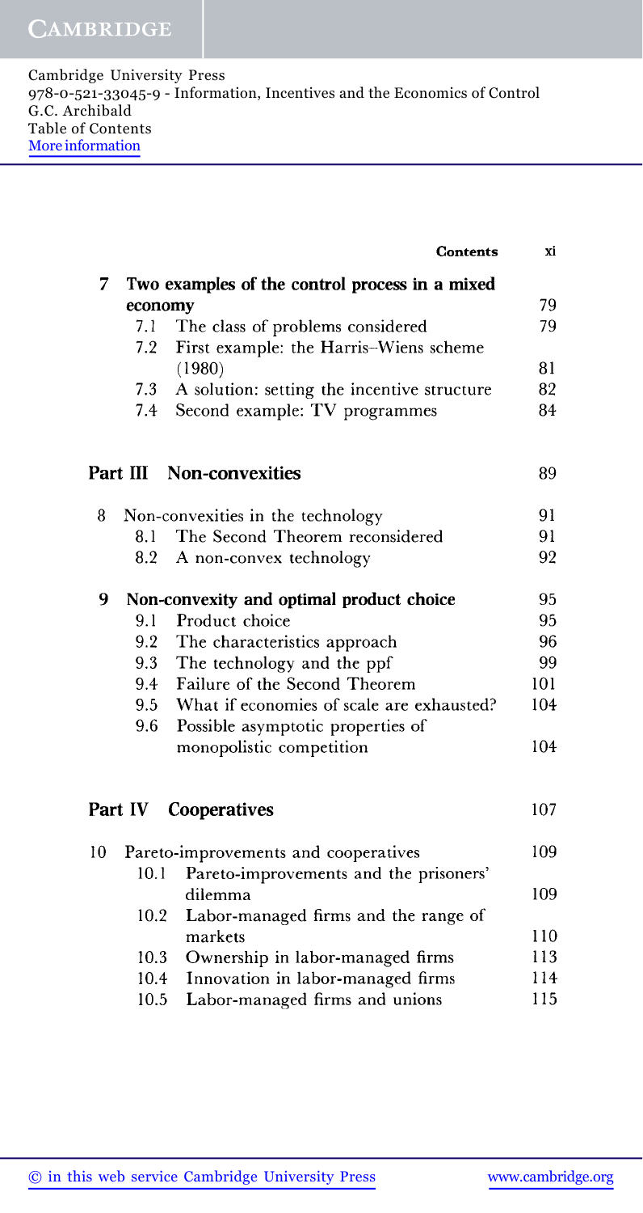| | | | Contents |
|---|---|---|---|
| 7 | Two examples of the control process in a mixed economy | | 79 |
| | 7.1 | The class of problems considered | 79 |
| | 7.2 | First example: the Harris–Wiens scheme (1980) | 81 |
| | 7.3 | A solution: setting the incentive structure | 82 |
| | 7.4 | Second example: TV programmes | 84 |
| **Part III** | **Non-convexities** | | 89 |
| 8 | Non-convexities in the technology | | 91 |
| | 8.1 | The Second Theorem reconsidered | 91 |
| | 8.2 | A non-convex technology | 92 |
| 9 | Non-convexity and optimal product choice | | 95 |
| | 9.1 | Product choice | 95 |
| | 9.2 | The characteristics approach | 96 |
| | 9.3 | The technology and the ppf | 99 |
| | 9.4 | Failure of the Second Theorem | 101 |
| | 9.5 | What if economies of scale are exhausted? | 104 |
| | 9.6 | Possible asymptotic properties of monopolistic competition | 104 |
| **Part IV** | **Cooperatives** | | 107 |
| 10 | Pareto-improvements and cooperatives | | 109 |
| | 10.1 | Pareto-improvements and the prisoners' dilemma | 109 |
| | 10.2 | Labor-managed firms and the range of markets | 110 |
| | 10.3 | Ownership in labor-managed firms | 113 |
| | 10.4 | Innovation in labor-managed firms | 114 |
| | 10.5 | Labor-managed firms and unions | 115 |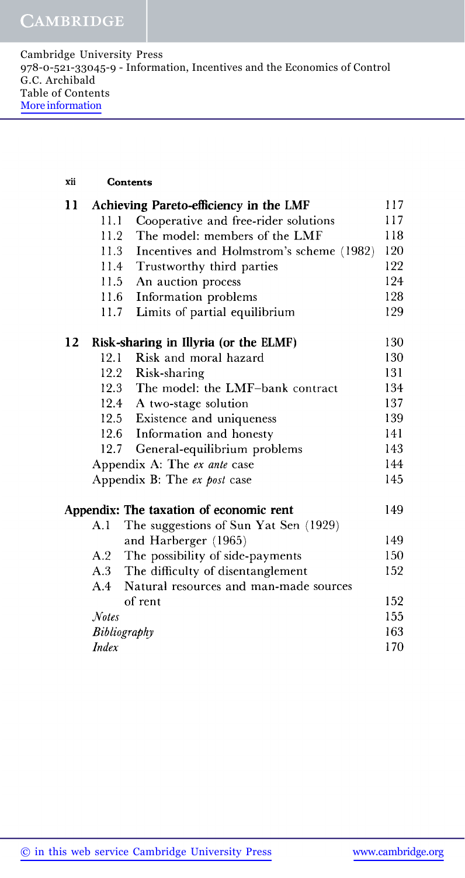| | | | |
|---|---|---|---|
| **11** | **Achieving Pareto-efficiency in the LMF** | | 117 |
| | 11.1 | Cooperative and free-rider solutions | 117 |
| | 11.2 | The model: members of the LMF | 118 |
| | 11.3 | Incentives and Holmstrom's scheme (1982) | 120 |
| | 11.4 | Trustworthy third parties | 122 |
| | 11.5 | An auction process | 124 |
| | 11.6 | Information problems | 128 |
| | 11.7 | Limits of partial equilibrium | 129 |
| **12** | **Risk-sharing in Illyria (or the ELMF)** | | 130 |
| | 12.1 | Risk and moral hazard | 130 |
| | 12.2 | Risk-sharing | 131 |
| | 12.3 | The model: the LMF–bank contract | 134 |
| | 12.4 | A two-stage solution | 137 |
| | 12.5 | Existence and uniqueness | 139 |
| | 12.6 | Information and honesty | 141 |
| | 12.7 | General-equilibrium problems | 143 |
| | Appendix A: The *ex ante* case | | 144 |
| | Appendix B: The *ex post* case | | 145 |
| **Appendix: The taxation of economic rent** | | | 149 |
| | A.1 | The suggestions of Sun Yat Sen (1929) and Harberger (1965) | 149 |
| | A.2 | The possibility of side-payments | 150 |
| | A.3 | The difficulty of disentanglement | 152 |
| | A.4 | Natural resources and man-made sources of rent | 152 |
| | *Notes* | | 155 |
| | *Bibliography* | | 163 |
| | *Index* | | 170 |